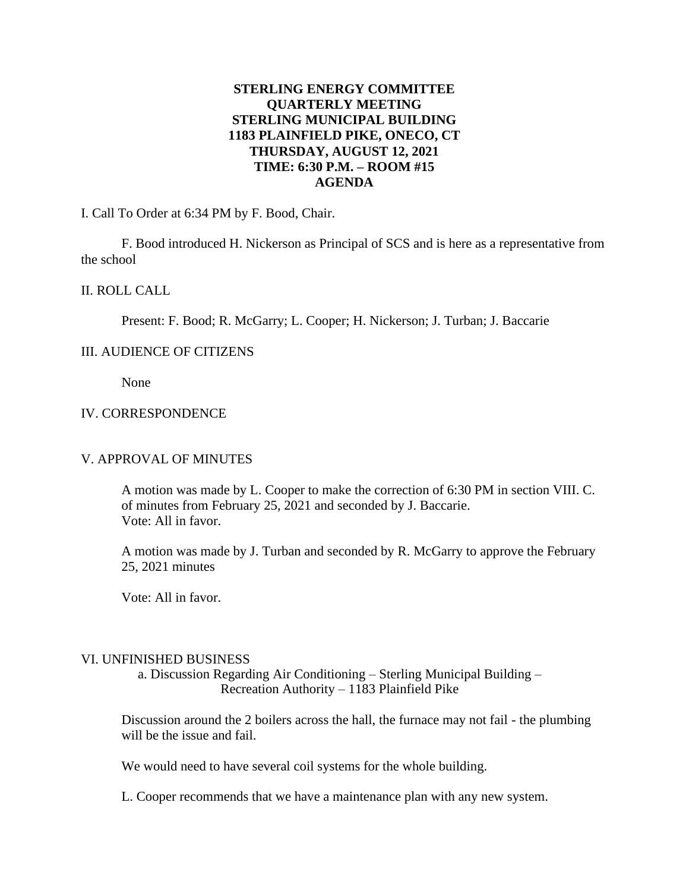**STERLING ENERGY COMMITTEE**
**QUARTERLY MEETING**
**STERLING MUNICIPAL BUILDING**
**1183 PLAINFIELD PIKE, ONECO, CT**
**THURSDAY, AUGUST 12, 2021**
**TIME: 6:30 P.M. – ROOM #15**
**AGENDA**

I. Call To Order at 6:34 PM by F. Bood, Chair.

F. Bood introduced H. Nickerson as Principal of SCS and is here as a representative from the school

II. ROLL CALL

Present: F. Bood; R. McGarry; L. Cooper; H. Nickerson; J. Turban; J. Baccarie

III. AUDIENCE OF CITIZENS

None

IV. CORRESPONDENCE

V. APPROVAL OF MINUTES

A motion was made by L. Cooper to make the correction of 6:30 PM in section VIII. C. of minutes from February 25, 2021 and seconded by J. Baccarie.
Vote: All in favor.

A motion was made by J. Turban and seconded by R. McGarry to approve the February 25, 2021 minutes

Vote: All in favor.

VI. UNFINISHED BUSINESS

a. Discussion Regarding Air Conditioning – Sterling Municipal Building – Recreation Authority – 1183 Plainfield Pike

Discussion around the 2 boilers across the hall, the furnace may not fail - the plumbing will be the issue and fail.

We would need to have several coil systems for the whole building.

L. Cooper recommends that we have a maintenance plan with any new system.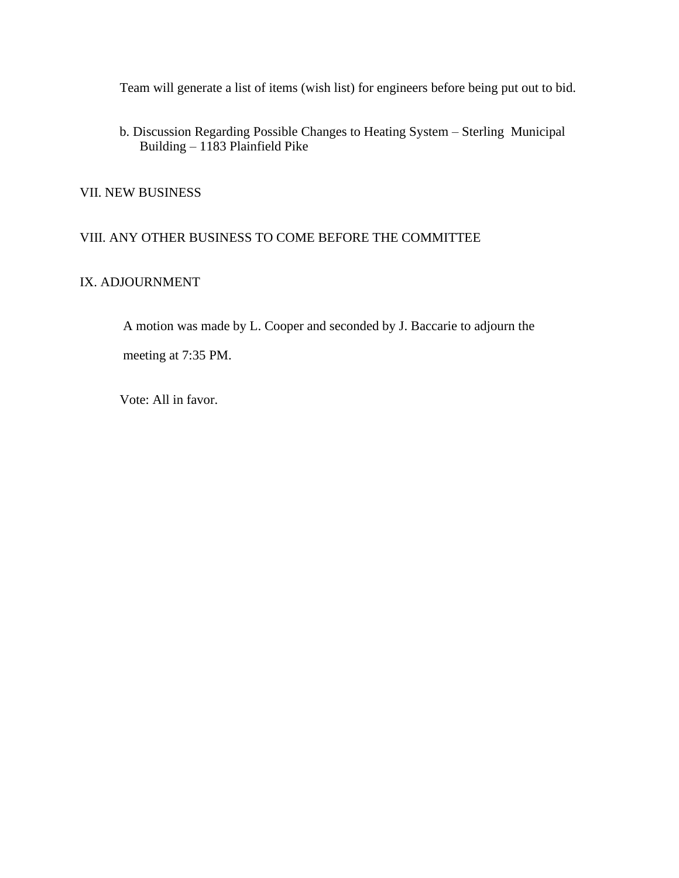Team will generate a list of items (wish list) for engineers before being put out to bid.

b. Discussion Regarding Possible Changes to Heating System – Sterling Municipal Building – 1183 Plainfield Pike

## VII. NEW BUSINESS

## VIII. ANY OTHER BUSINESS TO COME BEFORE THE COMMITTEE

## IX. ADJOURNMENT

A motion was made by L. Cooper and seconded by J. Baccarie to adjourn the meeting at 7:35 PM.

Vote: All in favor.